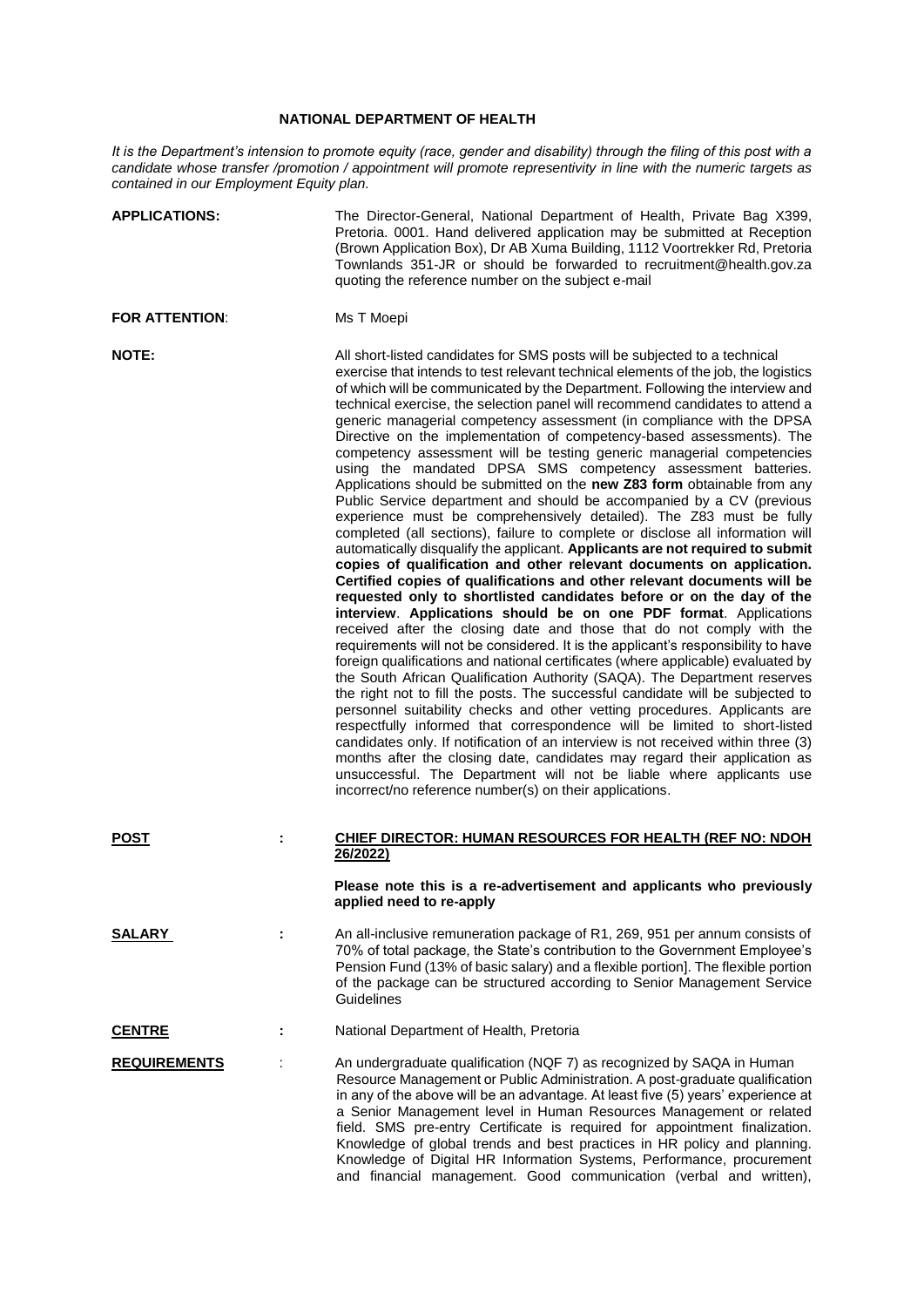# NATIONAL DEPARTMENT OF HEALTH

*It is the Department's intension to promote equity (race, gender and disability) through the filing of this post with a candidate whose transfer /promotion / appointment will promote representivity in line with the numeric targets as contained in our Employment Equity plan.*

**APPLICATIONS:** The Director-General, National Department of Health, Private Bag X399, Pretoria. 0001. Hand delivered application may be submitted at Reception (Brown Application Box), Dr AB Xuma Building, 1112 Voortrekker Rd, Pretoria Townlands 351-JR or should be forwarded to recruitment@health.gov.za quoting the reference number on the subject e-mail

**FOR ATTENTION:** Ms T Moepi

**NOTE:** All short-listed candidates for SMS posts will be subjected to a technical exercise that intends to test relevant technical elements of the job, the logistics of which will be communicated by the Department. Following the interview and technical exercise, the selection panel will recommend candidates to attend a generic managerial competency assessment (in compliance with the DPSA Directive on the implementation of competency-based assessments). The competency assessment will be testing generic managerial competencies using the mandated DPSA SMS competency assessment batteries. Applications should be submitted on the **new Z83 form** obtainable from any Public Service department and should be accompanied by a CV (previous experience must be comprehensively detailed). The Z83 must be fully completed (all sections), failure to complete or disclose all information will automatically disqualify the applicant. **Applicants are not required to submit copies of qualification and other relevant documents on application. Certified copies of qualifications and other relevant documents will be requested only to shortlisted candidates before or on the day of the interview**. **Applications should be on one PDF format**. Applications received after the closing date and those that do not comply with the requirements will not be considered. It is the applicant's responsibility to have foreign qualifications and national certificates (where applicable) evaluated by the South African Qualification Authority (SAQA). The Department reserves the right not to fill the posts. The successful candidate will be subjected to personnel suitability checks and other vetting procedures. Applicants are respectfully informed that correspondence will be limited to short-listed candidates only. If notification of an interview is not received within three (3) months after the closing date, candidates may regard their application as unsuccessful. The Department will not be liable where applicants use incorrect/no reference number(s) on their applications.

**POST :** **CHIEF DIRECTOR: HUMAN RESOURCES FOR HEALTH (REF NO: NDOH 26/2022)**

**Please note this is a re-advertisement and applicants who previously applied need to re-apply**

**SALARY :** An all-inclusive remuneration package of R1, 269, 951 per annum consists of 70% of total package, the State's contribution to the Government Employee's Pension Fund (13% of basic salary) and a flexible portion]. The flexible portion of the package can be structured according to Senior Management Service Guidelines

**CENTRE :** National Department of Health, Pretoria

**REQUIREMENTS :** An undergraduate qualification (NQF 7) as recognized by SAQA in Human Resource Management or Public Administration. A post-graduate qualification in any of the above will be an advantage. At least five (5) years' experience at a Senior Management level in Human Resources Management or related field. SMS pre-entry Certificate is required for appointment finalization. Knowledge of global trends and best practices in HR policy and planning. Knowledge of Digital HR Information Systems, Performance, procurement and financial management. Good communication (verbal and written),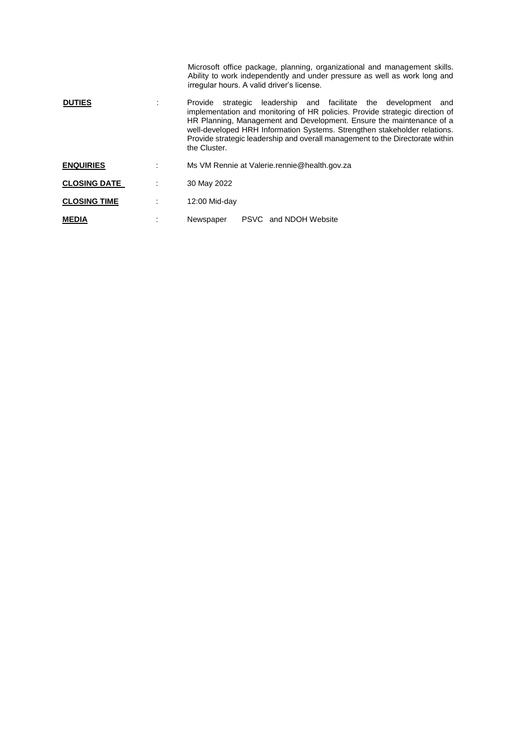Microsoft office package, planning, organizational and management skills. Ability to work independently and under pressure as well as work long and irregular hours. A valid driver's license.

| | | |
|---|---|---|
| **DUTIES** | : | Provide strategic leadership and facilitate the development and implementation and monitoring of HR policies. Provide strategic direction of HR Planning, Management and Development. Ensure the maintenance of a well-developed HRH Information Systems. Strengthen stakeholder relations. Provide strategic leadership and overall management to the Directorate within the Cluster. |
| **ENQUIRIES** | : | Ms VM Rennie at Valerie.rennie@health.gov.za |
| **CLOSING DATE** | : | 30 May 2022 |
| **CLOSING TIME** | : | 12:00 Mid-day |
| **MEDIA** | : | Newspaper PSVC and NDOH Website |